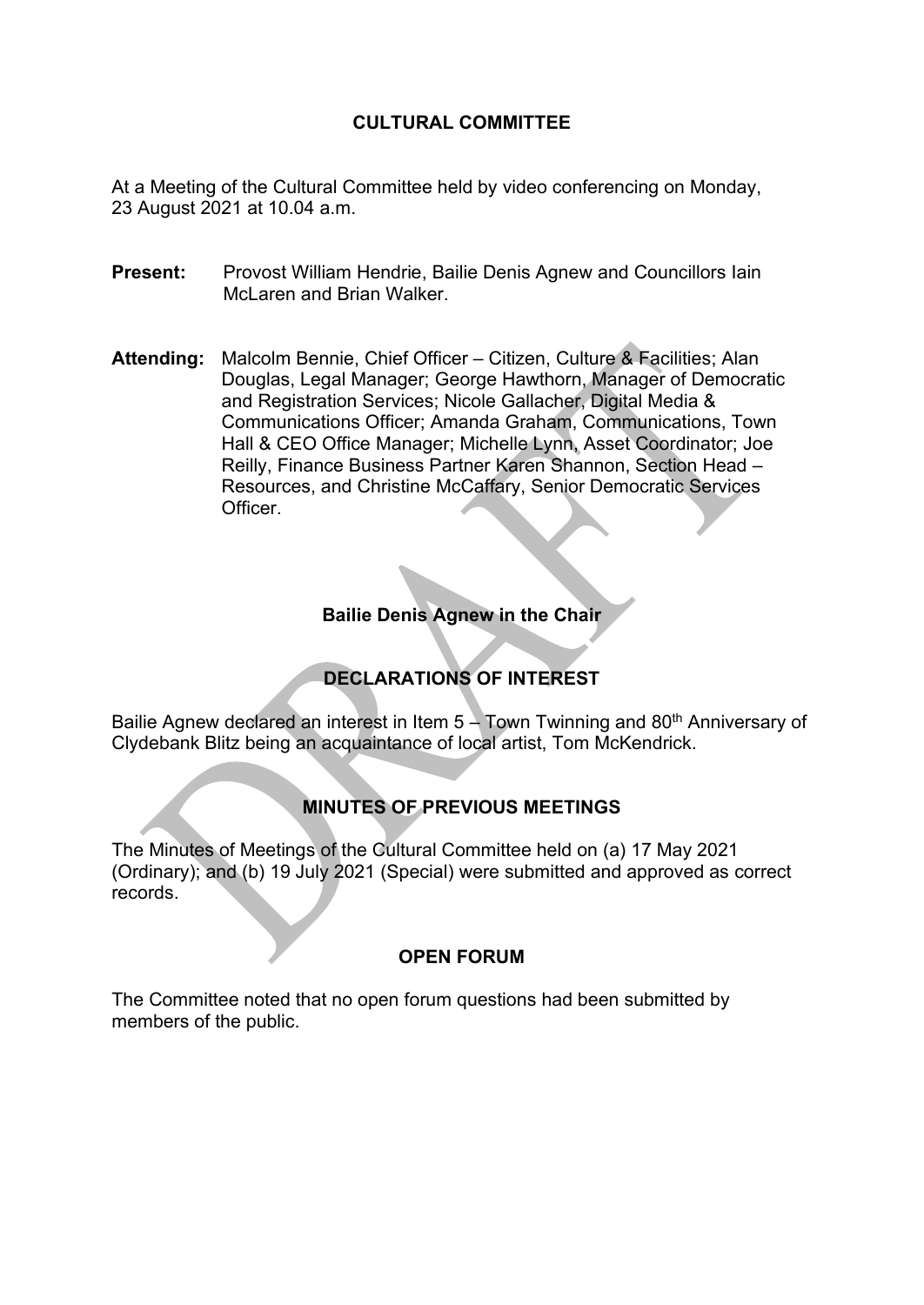# CULTURAL COMMITTEE

At a Meeting of the Cultural Committee held by video conferencing on Monday, 23 August 2021 at 10.04 a.m.

**Present:** Provost William Hendrie, Baillie Denis Agnew and Councillors Iain McLaren and Brian Walker.

**Attending:** Malcolm Bennie, Chief Officer – Citizen, Culture & Facilities; Alan Douglas, Legal Manager; George Hawthorn, Manager of Democratic and Registration Services; Nicole Gallacher, Digital Media & Communications Officer; Amanda Graham, Communications, Town Hall & CEO Office Manager; Michelle Lynn, Asset Coordinator; Joe Reilly, Finance Business Partner Karen Shannon, Section Head – Resources, and Christine McCaffary, Senior Democratic Services Officer.

**Bailie Denis Agnew in the Chair**

## DECLARATIONS OF INTEREST

Bailie Agnew declared an interest in Item 5 – Town Twinning and 80th Anniversary of Clydebank Blitz being an acquaintance of local artist, Tom McKendrick.

## MINUTES OF PREVIOUS MEETINGS

The Minutes of Meetings of the Cultural Committee held on (a) 17 May 2021 (Ordinary); and (b) 19 July 2021 (Special) were submitted and approved as correct records.

## OPEN FORUM

The Committee noted that no open forum questions had been submitted by members of the public.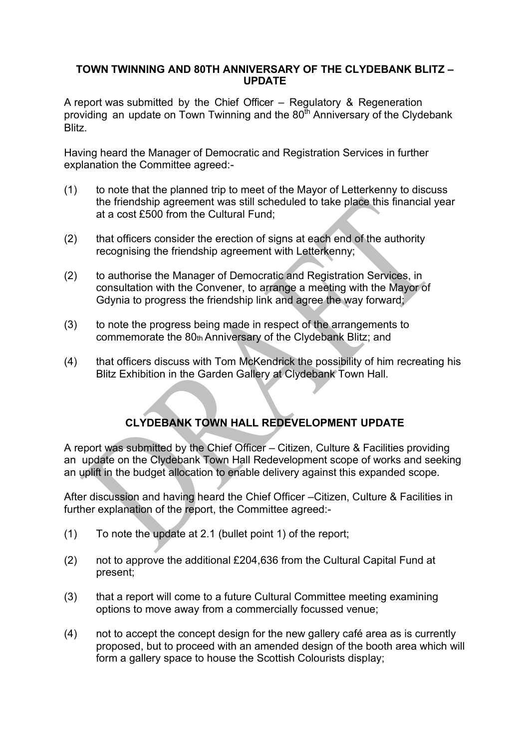**TOWN TWINNING AND 80TH ANNIVERSARY OF THE CLYDEBANK BLITZ – UPDATE**

A report was submitted by the Chief Officer – Regulatory & Regeneration providing an update on Town Twinning and the 80th Anniversary of the Clydebank Blitz.

Having heard the Manager of Democratic and Registration Services in further explanation the Committee agreed:-

(1) to note that the planned trip to meet of the Mayor of Letterkenny to discuss the friendship agreement was still scheduled to take place this financial year at a cost £500 from the Cultural Fund;

(2) that officers consider the erection of signs at each end of the authority recognising the friendship agreement with Letterkenny;

(2) to authorise the Manager of Democratic and Registration Services, in consultation with the Convener, to arrange a meeting with the Mayor of Gdynia to progress the friendship link and agree the way forward;

(3) to note the progress being made in respect of the arrangements to commemorate the 80th Anniversary of the Clydebank Blitz; and

(4) that officers discuss with Tom McKendrick the possibility of him recreating his Blitz Exhibition in the Garden Gallery at Clydebank Town Hall.

**CLYDEBANK TOWN HALL REDEVELOPMENT UPDATE**

A report was submitted by the Chief Officer – Citizen, Culture & Facilities providing an update on the Clydebank Town Hall Redevelopment scope of works and seeking an uplift in the budget allocation to enable delivery against this expanded scope.

After discussion and having heard the Chief Officer –Citizen, Culture & Facilities in further explanation of the report, the Committee agreed:-

(1) To note the update at 2.1 (bullet point 1) of the report;

(2) not to approve the additional £204,636 from the Cultural Capital Fund at present;

(3) that a report will come to a future Cultural Committee meeting examining options to move away from a commercially focussed venue;

(4) not to accept the concept design for the new gallery café area as is currently proposed, but to proceed with an amended design of the booth area which will form a gallery space to house the Scottish Colourists display;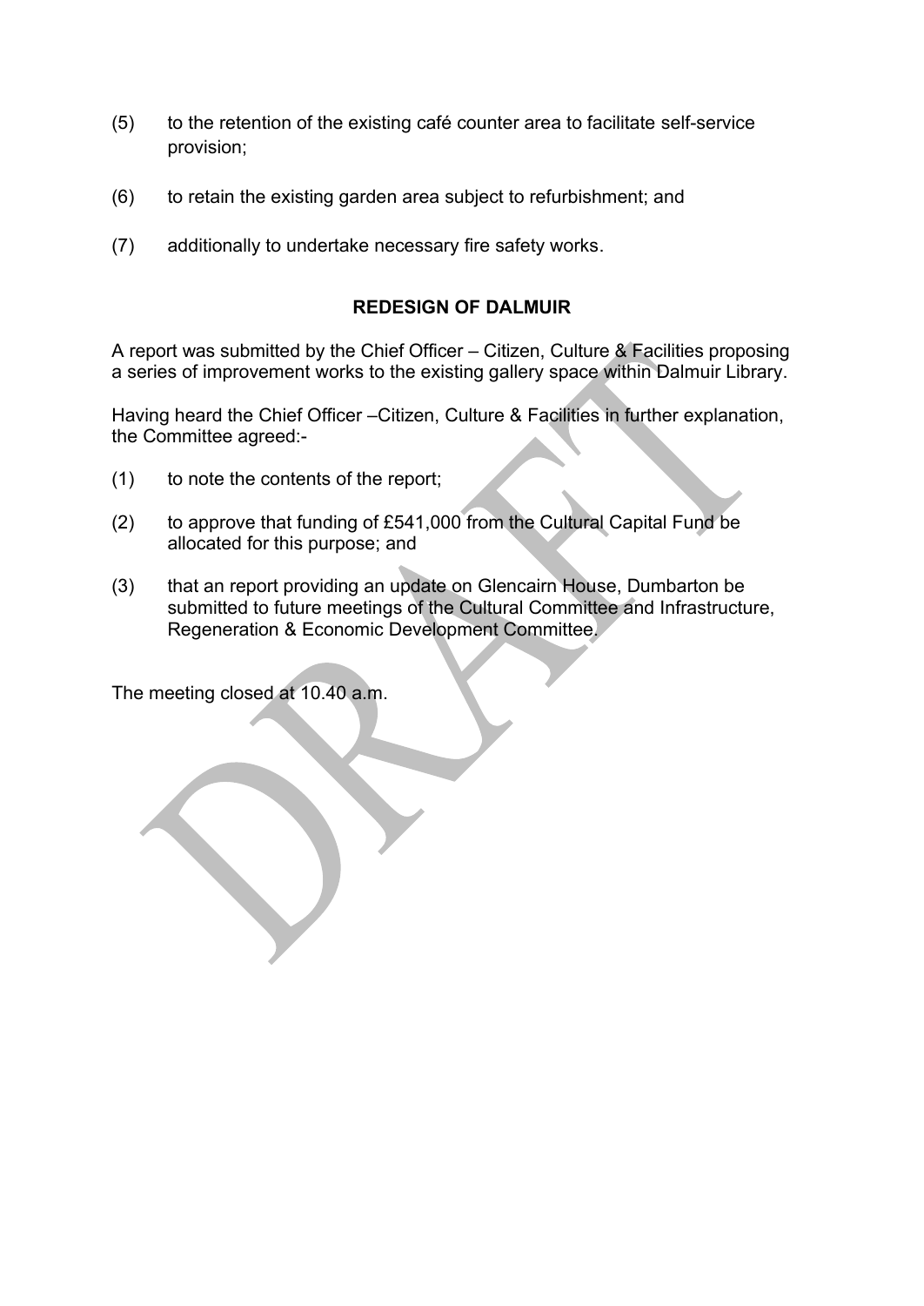(5) to the retention of the existing café counter area to facilitate self-service provision;

(6) to retain the existing garden area subject to refurbishment; and

(7) additionally to undertake necessary fire safety works.

## REDESIGN OF DALMUIR

A report was submitted by the Chief Officer – Citizen, Culture & Facilities proposing a series of improvement works to the existing gallery space within Dalmuir Library.

Having heard the Chief Officer –Citizen, Culture & Facilities in further explanation, the Committee agreed:-

(1) to note the contents of the report;

(2) to approve that funding of £541,000 from the Cultural Capital Fund be allocated for this purpose; and

(3) that an report providing an update on Glencairn House, Dumbarton be submitted to future meetings of the Cultural Committee and Infrastructure, Regeneration & Economic Development Committee.

The meeting closed at 10.40 a.m.